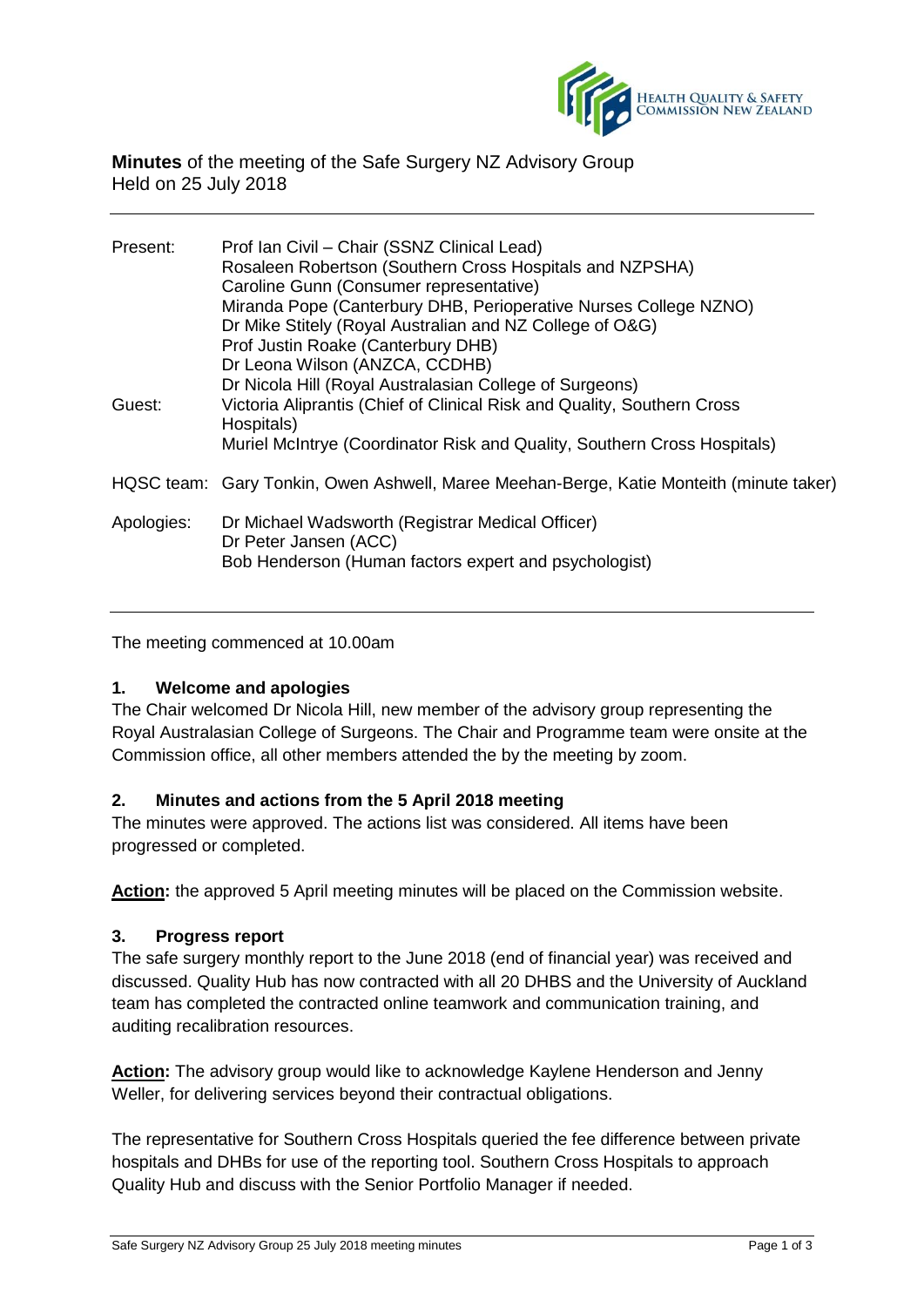**Minutes** of the meeting of the Safe Surgery NZ Advisory Group
Held on 25 July 2018

---

| | |
|---|---|
| Present: | Prof Ian Civil – Chair (SSNZ Clinical Lead)<br>Rosaleen Robertson (Southern Cross Hospitals and NZPSHA)<br>Caroline Gunn (Consumer representative)<br>Miranda Pope (Canterbury DHB, Perioperative Nurses College NZNO)<br>Dr Mike Stitely (Royal Australian and NZ College of O&G)<br>Prof Justin Roake (Canterbury DHB)<br>Dr Leona Wilson (ANZCA, CCDHB)<br>Dr Nicola Hill (Royal Australasian College of Surgeons) |
| Guest: | Victoria Aliprantis (Chief of Clinical Risk and Quality, Southern Cross Hospitals)<br>Muriel McIntrye (Coordinator Risk and Quality, Southern Cross Hospitals) |
| HQSC team: | Gary Tonkin, Owen Ashwell, Maree Meehan-Berge, Katie Monteith (minute taker) |
| Apologies: | Dr Michael Wadsworth (Registrar Medical Officer)<br>Dr Peter Jansen (ACC)<br>Bob Henderson (Human factors expert and psychologist) |

---

The meeting commenced at 10.00am

### 1. Welcome and apologies

The Chair welcomed Dr Nicola Hill, new member of the advisory group representing the Royal Australasian College of Surgeons. The Chair and Programme team were onsite at the Commission office, all other members attended the by the meeting by zoom.

### 2. Minutes and actions from the 5 April 2018 meeting

The minutes were approved. The actions list was considered. All items have been progressed or completed.

**Action:** the approved 5 April meeting minutes will be placed on the Commission website.

### 3. Progress report

The safe surgery monthly report to the June 2018 (end of financial year) was received and discussed. Quality Hub has now contracted with all 20 DHBS and the University of Auckland team has completed the contracted online teamwork and communication training, and auditing recalibration resources.

**Action:** The advisory group would like to acknowledge Kaylene Henderson and Jenny Weller, for delivering services beyond their contractual obligations.

The representative for Southern Cross Hospitals queried the fee difference between private hospitals and DHBs for use of the reporting tool. Southern Cross Hospitals to approach Quality Hub and discuss with the Senior Portfolio Manager if needed.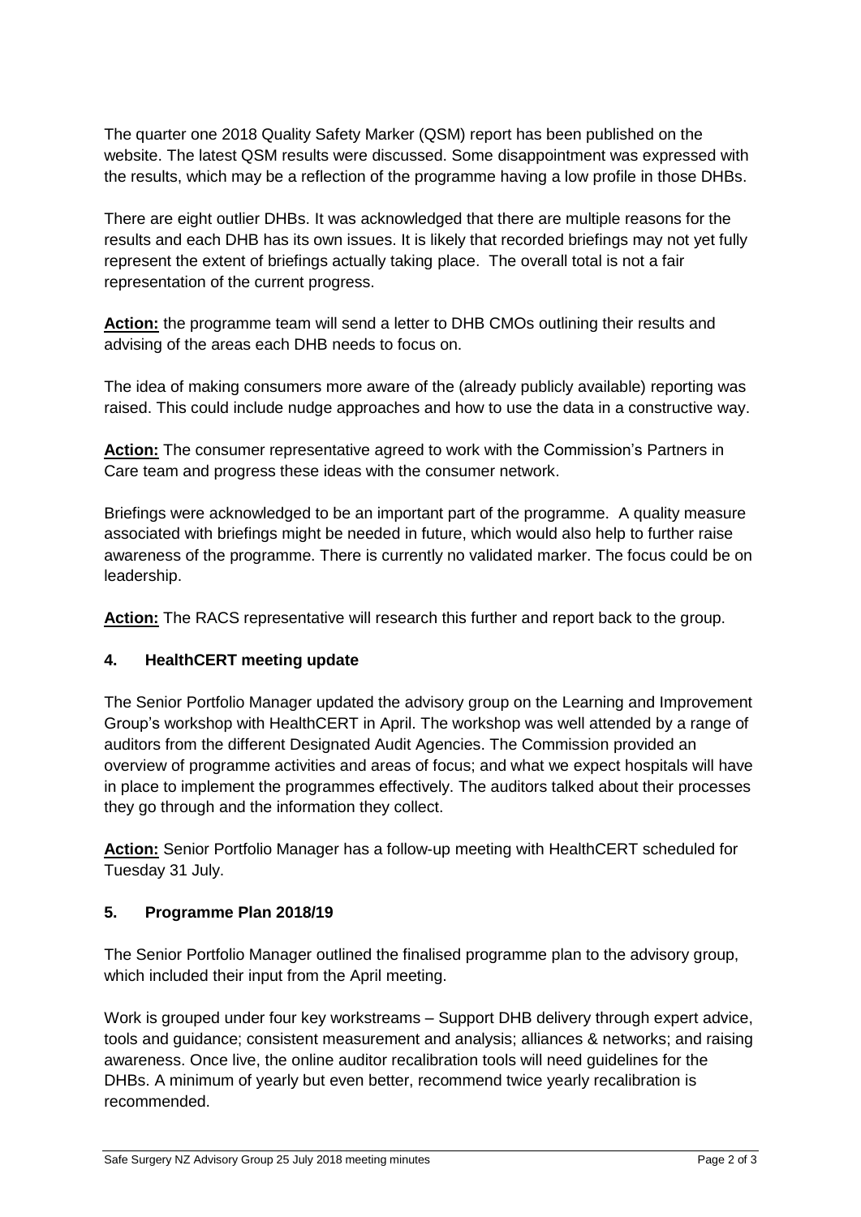The quarter one 2018 Quality Safety Marker (QSM) report has been published on the website. The latest QSM results were discussed. Some disappointment was expressed with the results, which may be a reflection of the programme having a low profile in those DHBs.

There are eight outlier DHBs. It was acknowledged that there are multiple reasons for the results and each DHB has its own issues. It is likely that recorded briefings may not yet fully represent the extent of briefings actually taking place. The overall total is not a fair representation of the current progress.

**Action:** the programme team will send a letter to DHB CMOs outlining their results and advising of the areas each DHB needs to focus on.

The idea of making consumers more aware of the (already publicly available) reporting was raised. This could include nudge approaches and how to use the data in a constructive way.

**Action:** The consumer representative agreed to work with the Commission's Partners in Care team and progress these ideas with the consumer network.

Briefings were acknowledged to be an important part of the programme. A quality measure associated with briefings might be needed in future, which would also help to further raise awareness of the programme. There is currently no validated marker. The focus could be on leadership.

**Action:** The RACS representative will research this further and report back to the group.

## 4. HealthCERT meeting update

The Senior Portfolio Manager updated the advisory group on the Learning and Improvement Group's workshop with HealthCERT in April. The workshop was well attended by a range of auditors from the different Designated Audit Agencies. The Commission provided an overview of programme activities and areas of focus; and what we expect hospitals will have in place to implement the programmes effectively. The auditors talked about their processes they go through and the information they collect.

**Action:** Senior Portfolio Manager has a follow-up meeting with HealthCERT scheduled for Tuesday 31 July.

## 5. Programme Plan 2018/19

The Senior Portfolio Manager outlined the finalised programme plan to the advisory group, which included their input from the April meeting.

Work is grouped under four key workstreams – Support DHB delivery through expert advice, tools and guidance; consistent measurement and analysis; alliances & networks; and raising awareness. Once live, the online auditor recalibration tools will need guidelines for the DHBs. A minimum of yearly but even better, recommend twice yearly recalibration is recommended.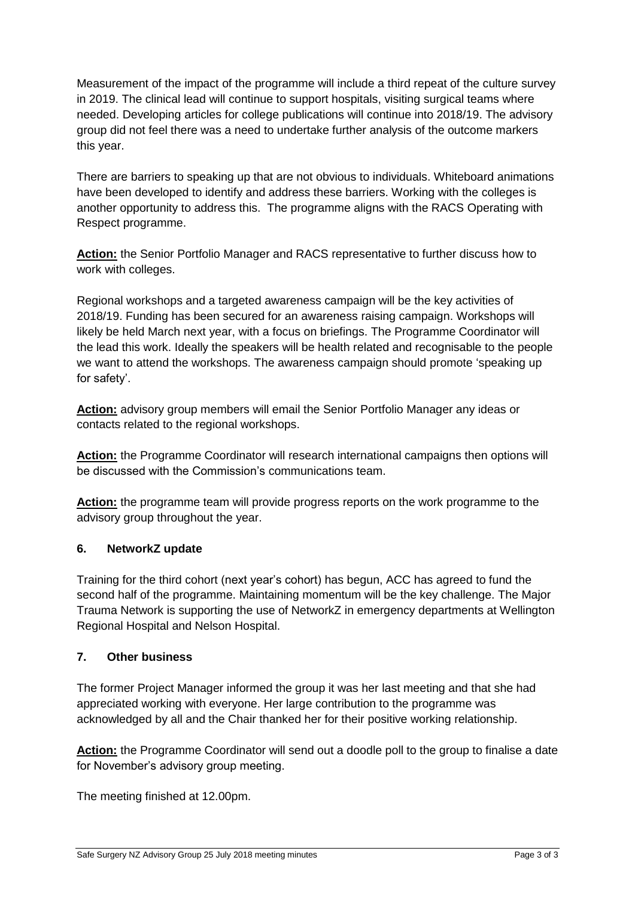Measurement of the impact of the programme will include a third repeat of the culture survey in 2019. The clinical lead will continue to support hospitals, visiting surgical teams where needed. Developing articles for college publications will continue into 2018/19. The advisory group did not feel there was a need to undertake further analysis of the outcome markers this year.

There are barriers to speaking up that are not obvious to individuals. Whiteboard animations have been developed to identify and address these barriers. Working with the colleges is another opportunity to address this. The programme aligns with the RACS Operating with Respect programme.

**Action:** the Senior Portfolio Manager and RACS representative to further discuss how to work with colleges.

Regional workshops and a targeted awareness campaign will be the key activities of 2018/19. Funding has been secured for an awareness raising campaign. Workshops will likely be held March next year, with a focus on briefings. The Programme Coordinator will the lead this work. Ideally the speakers will be health related and recognisable to the people we want to attend the workshops. The awareness campaign should promote 'speaking up for safety'.

**Action:** advisory group members will email the Senior Portfolio Manager any ideas or contacts related to the regional workshops.

**Action:** the Programme Coordinator will research international campaigns then options will be discussed with the Commission's communications team.

**Action:** the programme team will provide progress reports on the work programme to the advisory group throughout the year.

## 6. NetworkZ update

Training for the third cohort (next year's cohort) has begun, ACC has agreed to fund the second half of the programme. Maintaining momentum will be the key challenge. The Major Trauma Network is supporting the use of NetworkZ in emergency departments at Wellington Regional Hospital and Nelson Hospital.

## 7. Other business

The former Project Manager informed the group it was her last meeting and that she had appreciated working with everyone. Her large contribution to the programme was acknowledged by all and the Chair thanked her for their positive working relationship.

**Action:** the Programme Coordinator will send out a doodle poll to the group to finalise a date for November's advisory group meeting.

The meeting finished at 12.00pm.